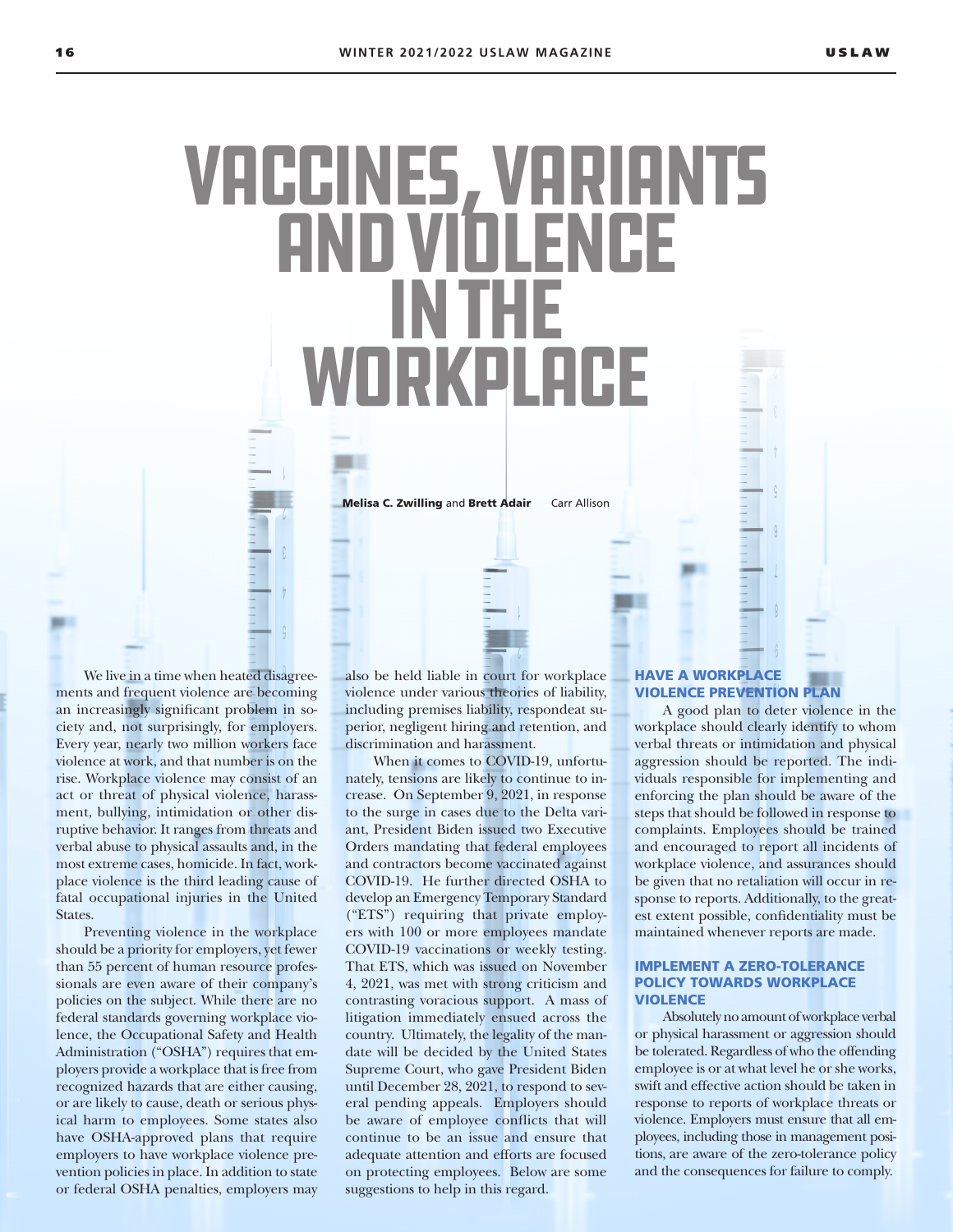# VACCINES, VARIANTS AND VIOLENCE IN THE WORKPLACE

**Melisa C. Zwilling** and **Brett Adair** Carr Allison

We live in a time when heated disagreements and frequent violence are becoming an increasingly significant problem in society and, not surprisingly, for employers. Every year, nearly two million workers face violence at work, and that number is on the rise. Workplace violence may consist of an act or threat of physical violence, harassment, bullying, intimidation or other disruptive behavior. It ranges from threats and verbal abuse to physical assaults and, in the most extreme cases, homicide. In fact, workplace violence is the third leading cause of fatal occupational injuries in the United States.

Preventing violence in the workplace should be a priority for employers, yet fewer than 55 percent of human resource professionals are even aware of their company's policies on the subject. While there are no federal standards governing workplace violence, the Occupational Safety and Health Administration ("OSHA") requires that employers provide a workplace that is free from recognized hazards that are either causing, or are likely to cause, death or serious physical harm to employees. Some states also have OSHA-approved plans that require employers to have workplace violence prevention policies in place. In addition to state or federal OSHA penalties, employers may also be held liable in court for workplace violence under various theories of liability, including premises liability, respondeat superior, negligent hiring and retention, and discrimination and harassment.

When it comes to COVID-19, unfortunately, tensions are likely to continue to increase. On September 9, 2021, in response to the surge in cases due to the Delta variant, President Biden issued two Executive Orders mandating that federal employees and contractors become vaccinated against COVID-19. He further directed OSHA to develop an Emergency Temporary Standard ("ETS") requiring that private employers with 100 or more employees mandate COVID-19 vaccinations or weekly testing. That ETS, which was issued on November 4, 2021, was met with strong criticism and contrasting voracious support. A mass of litigation immediately ensued across the country. Ultimately, the legality of the mandate will be decided by the United States Supreme Court, who gave President Biden until December 28, 2021, to respond to several pending appeals. Employers should be aware of employee conflicts that will continue to be an issue and ensure that adequate attention and efforts are focused on protecting employees. Below are some suggestions to help in this regard.

## HAVE A WORKPLACE VIOLENCE PREVENTION PLAN

A good plan to deter violence in the workplace should clearly identify to whom verbal threats or intimidation and physical aggression should be reported. The individuals responsible for implementing and enforcing the plan should be aware of the steps that should be followed in response to complaints. Employees should be trained and encouraged to report all incidents of workplace violence, and assurances should be given that no retaliation will occur in response to reports. Additionally, to the greatest extent possible, confidentiality must be maintained whenever reports are made.

## IMPLEMENT A ZERO-TOLERANCE POLICY TOWARDS WORKPLACE VIOLENCE

Absolutely no amount of workplace verbal or physical harassment or aggression should be tolerated. Regardless of who the offending employee is or at what level he or she works, swift and effective action should be taken in response to reports of workplace threats or violence. Employers must ensure that all employees, including those in management positions, are aware of the zero-tolerance policy and the consequences for failure to comply.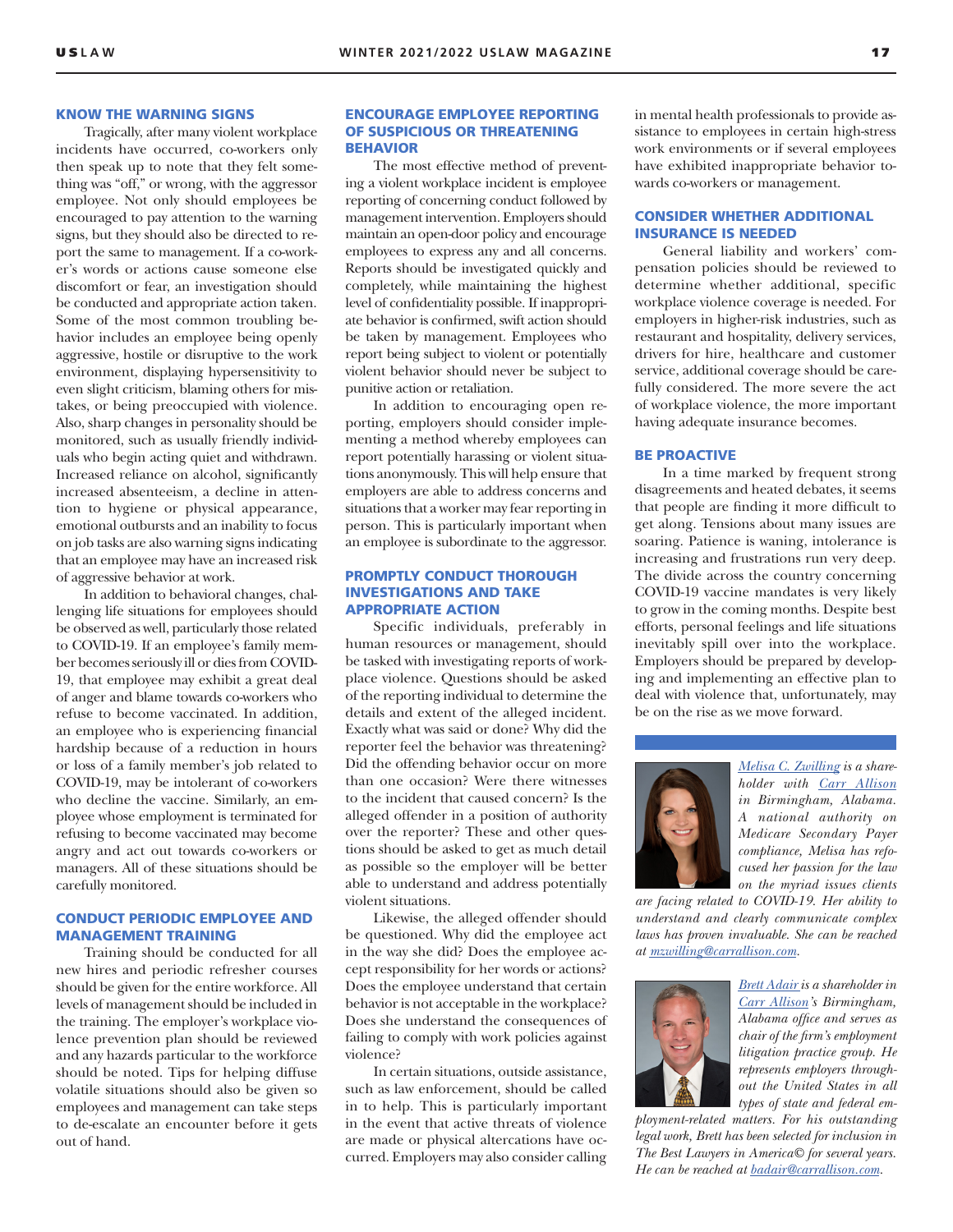## KNOW THE WARNING SIGNS

Tragically, after many violent workplace incidents have occurred, co-workers only then speak up to note that they felt something was "off," or wrong, with the aggressor employee. Not only should employees be encouraged to pay attention to the warning signs, but they should also be directed to report the same to management. If a co-worker's words or actions cause someone else discomfort or fear, an investigation should be conducted and appropriate action taken. Some of the most common troubling behavior includes an employee being openly aggressive, hostile or disruptive to the work environment, displaying hypersensitivity to even slight criticism, blaming others for mistakes, or being preoccupied with violence. Also, sharp changes in personality should be monitored, such as usually friendly individuals who begin acting quiet and withdrawn. Increased reliance on alcohol, significantly increased absenteeism, a decline in attention to hygiene or physical appearance, emotional outbursts and an inability to focus on job tasks are also warning signs indicating that an employee may have an increased risk of aggressive behavior at work.

In addition to behavioral changes, challenging life situations for employees should be observed as well, particularly those related to COVID-19. If an employee's family member becomes seriously ill or dies from COVID-19, that employee may exhibit a great deal of anger and blame towards co-workers who refuse to become vaccinated. In addition, an employee who is experiencing financial hardship because of a reduction in hours or loss of a family member's job related to COVID-19, may be intolerant of co-workers who decline the vaccine. Similarly, an employee whose employment is terminated for refusing to become vaccinated may become angry and act out towards co-workers or managers. All of these situations should be carefully monitored.

## CONDUCT PERIODIC EMPLOYEE AND MANAGEMENT TRAINING

Training should be conducted for all new hires and periodic refresher courses should be given for the entire workforce. All levels of management should be included in the training. The employer's workplace violence prevention plan should be reviewed and any hazards particular to the workforce should be noted. Tips for helping diffuse volatile situations should also be given so employees and management can take steps to de-escalate an encounter before it gets out of hand.

## ENCOURAGE EMPLOYEE REPORTING OF SUSPICIOUS OR THREATENING BEHAVIOR

The most effective method of preventing a violent workplace incident is employee reporting of concerning conduct followed by management intervention. Employers should maintain an open-door policy and encourage employees to express any and all concerns. Reports should be investigated quickly and completely, while maintaining the highest level of confidentiality possible. If inappropriate behavior is confirmed, swift action should be taken by management. Employees who report being subject to violent or potentially violent behavior should never be subject to punitive action or retaliation.

In addition to encouraging open reporting, employers should consider implementing a method whereby employees can report potentially harassing or violent situations anonymously. This will help ensure that employers are able to address concerns and situations that a worker may fear reporting in person. This is particularly important when an employee is subordinate to the aggressor.

## PROMPTLY CONDUCT THOROUGH INVESTIGATIONS AND TAKE APPROPRIATE ACTION

Specific individuals, preferably in human resources or management, should be tasked with investigating reports of workplace violence. Questions should be asked of the reporting individual to determine the details and extent of the alleged incident. Exactly what was said or done? Why did the reporter feel the behavior was threatening? Did the offending behavior occur on more than one occasion? Were there witnesses to the incident that caused concern? Is the alleged offender in a position of authority over the reporter? These and other questions should be asked to get as much detail as possible so the employer will be better able to understand and address potentially violent situations.

Likewise, the alleged offender should be questioned. Why did the employee act in the way she did? Does the employee accept responsibility for her words or actions? Does the employee understand that certain behavior is not acceptable in the workplace? Does she understand the consequences of failing to comply with work policies against violence?

In certain situations, outside assistance, such as law enforcement, should be called in to help. This is particularly important in the event that active threats of violence are made or physical altercations have occurred. Employers may also consider calling in mental health professionals to provide assistance to employees in certain high-stress work environments or if several employees have exhibited inappropriate behavior towards co-workers or management.

## CONSIDER WHETHER ADDITIONAL INSURANCE IS NEEDED

General liability and workers' compensation policies should be reviewed to determine whether additional, specific workplace violence coverage is needed. For employers in higher-risk industries, such as restaurant and hospitality, delivery services, drivers for hire, healthcare and customer service, additional coverage should be carefully considered. The more severe the act of workplace violence, the more important having adequate insurance becomes.

## BE PROACTIVE

In a time marked by frequent strong disagreements and heated debates, it seems that people are finding it more difficult to get along. Tensions about many issues are soaring. Patience is waning, intolerance is increasing and frustrations run very deep. The divide across the country concerning COVID-19 vaccine mandates is very likely to grow in the coming months. Despite best efforts, personal feelings and life situations inevitably spill over into the workplace. Employers should be prepared by developing and implementing an effective plan to deal with violence that, unfortunately, may be on the rise as we move forward.

*Melisa C. Zwilling is a shareholder with Carr Allison in Birmingham, Alabama. A national authority on Medicare Secondary Payer compliance, Melisa has refocused her passion for the law on the myriad issues clients are facing related to COVID-19. Her ability to understand and clearly communicate complex laws has proven invaluable. She can be reached at mzwilling@carrallison.com.*

*Brett Adair is a shareholder in Carr Allison's Birmingham, Alabama office and serves as chair of the firm's employment litigation practice group. He represents employers throughout the United States in all types of state and federal employment-related matters. For his outstanding legal work, Brett has been selected for inclusion in The Best Lawyers in America© for several years. He can be reached at badair@carrallison.com.*